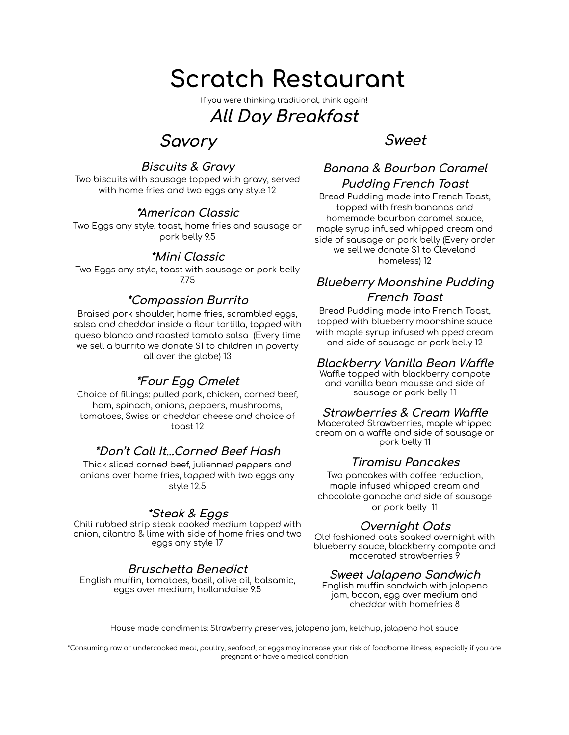# Scratch Restaurant

If you were thinking traditional, think again!

## All Day Breakfast

## Savory

### Biscuits & Gravy

Two biscuits with sausage topped with gravy, served with home fries and two eggs any style 12

### *American Classic

Two Eggs any style, toast, home fries and sausage or pork belly 9.5

### *Mini Classic

Two Eggs any style, toast with sausage or pork belly 7.75

### *Compassion Burrito

Braised pork shoulder, home fries, scrambled eggs, salsa and cheddar inside a flour tortilla, topped with queso blanco and roasted tomato salsa (Every time we sell a burrito we donate $1 to children in poverty all over the globe) 13

### *Four Egg Omelet

Choice of fillings: pulled pork, chicken, corned beef, ham, spinach, onions, peppers, mushrooms, tomatoes, Swiss or cheddar cheese and choice of toast 12

### *Don't Call It...Corned Beef Hash

Thick sliced corned beef, julienned peppers and onions over home fries, topped with two eggs any style 12.5

### *Steak & Eggs

Chili rubbed strip steak cooked medium topped with onion, cilantro & lime with side of home fries and two eggs any style 17

### Bruschetta Benedict

English muffin, tomatoes, basil, olive oil, balsamic, eggs over medium, hollandaise 9.5

## Sweet

### Banana & Bourbon Caramel Pudding French Toast

Bread Pudding made into French Toast, topped with fresh bananas and homemade bourbon caramel sauce, maple syrup infused whipped cream and side of sausage or pork belly (Every order we sell we donate $1 to Cleveland homeless) 12

### Blueberry Moonshine Pudding French Toast

Bread Pudding made into French Toast, topped with blueberry moonshine sauce with maple syrup infused whipped cream and side of sausage or pork belly 12

### Blackberry Vanilla Bean Waffle

Waffle topped with blackberry compote and vanilla bean mousse and side of sausage or pork belly 11

### Strawberries & Cream Waffle

Macerated Strawberries, maple whipped cream on a waffle and side of sausage or pork belly 11

### Tiramisu Pancakes

Two pancakes with coffee reduction, maple infused whipped cream and chocolate ganache and side of sausage or pork belly 11

### Overnight Oats

Old fashioned oats soaked overnight with blueberry sauce, blackberry compote and macerated strawberries 9

### Sweet Jalapeno Sandwich

English muffin sandwich with jalapeno jam, bacon, egg over medium and cheddar with homefries 8

House made condiments: Strawberry preserves, jalapeno jam, ketchup, jalapeno hot sauce

*Consuming raw or undercooked meat, poultry, seafood, or eggs may increase your risk of foodborne illness, especially if you are pregnant or have a medical condition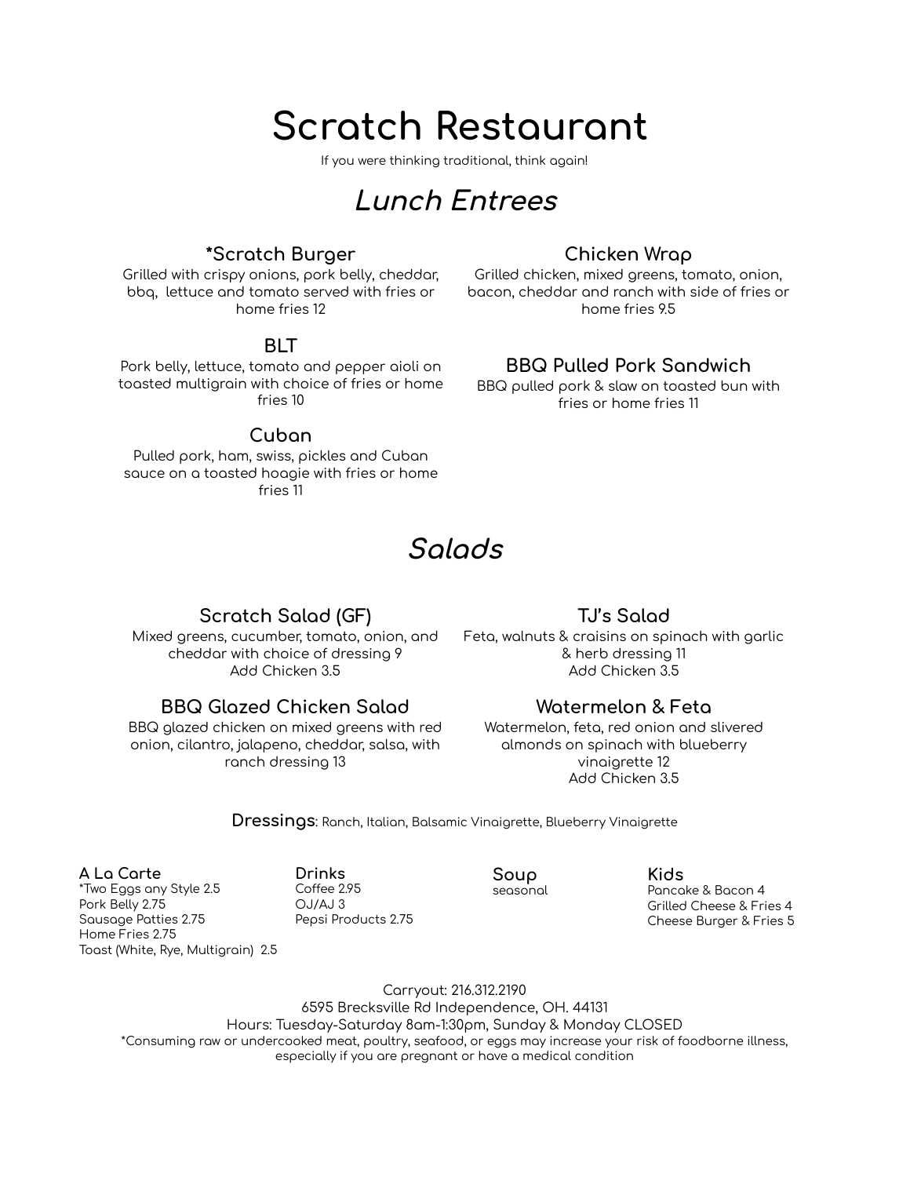# Scratch Restaurant

If you were thinking traditional, think again!

## *Lunch Entrees*

### *Scratch Burger

Grilled with crispy onions, pork belly, cheddar, bbq, lettuce and tomato served with fries or home fries 12

### BLT

Pork belly, lettuce, tomato and pepper aioli on toasted multigrain with choice of fries or home fries 10

### Cuban

Pulled pork, ham, swiss, pickles and Cuban sauce on a toasted hoagie with fries or home fries 11

### Chicken Wrap

Grilled chicken, mixed greens, tomato, onion, bacon, cheddar and ranch with side of fries or home fries 9.5

### BBQ Pulled Pork Sandwich

BBQ pulled pork & slaw on toasted bun with fries or home fries 11

## *Salads*

### Scratch Salad (GF)

Mixed greens, cucumber, tomato, onion, and cheddar with choice of dressing 9
Add Chicken 3.5

### BBQ Glazed Chicken Salad

BBQ glazed chicken on mixed greens with red onion, cilantro, jalapeno, cheddar, salsa, with ranch dressing 13

### TJ's Salad

Feta, walnuts & craisins on spinach with garlic & herb dressing 11
Add Chicken 3.5

### Watermelon & Feta

Watermelon, feta, red onion and slivered almonds on spinach with blueberry vinaigrette 12
Add Chicken 3.5

**Dressings**: Ranch, Italian, Balsamic Vinaigrette, Blueberry Vinaigrette

### A La Carte

*Two Eggs any Style 2.5
Pork Belly 2.75
Sausage Patties 2.75
Home Fries 2.75
Toast (White, Rye, Multigrain) 2.5

### Drinks

Coffee 2.95
OJ/AJ 3
Pepsi Products 2.75

### Soup

seasonal

### Kids

Pancake & Bacon 4
Grilled Cheese & Fries 4
Cheese Burger & Fries 5

Carryout: 216.312.2190
6595 Brecksville Rd Independence, OH. 44131
Hours: Tuesday-Saturday 8am-1:30pm, Sunday & Monday CLOSED
*Consuming raw or undercooked meat, poultry, seafood, or eggs may increase your risk of foodborne illness, especially if you are pregnant or have a medical condition